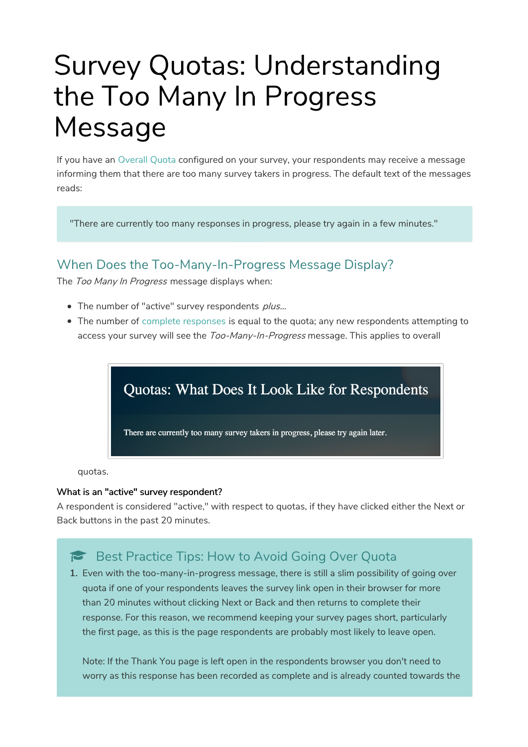# Survey Quotas: Understanding the Too Many In Progress Message

If you have an Overall Quota configured on your survey, your respondents may receive a message informing them that there are too many survey takers in progress. The default text of the messages reads:

> "There are currently too many responses in progress, please try again in a few minutes."

## When Does the Too-Many-In-Progress Message Display?

The *Too Many In Progress* message displays when:

- The number of "active" survey respondents *plus...*
- The number of complete responses is equal to the quota; any new respondents attempting to access your survey will see the *Too-Many-In-Progress* message. This applies to overall quotas.

**What is an "active" survey respondent?**

A respondent is considered "active," with respect to quotas, if they have clicked either the Next or Back buttons in the past 20 minutes.

### Best Practice Tips: How to Avoid Going Over Quota

1. Even with the too-many-in-progress message, there is still a slim possibility of going over quota if one of your respondents leaves the survey link open in their browser for more than 20 minutes without clicking Next or Back and then returns to complete their response. For this reason, we recommend keeping your survey pages short, particularly the first page, as this is the page respondents are probably most likely to leave open.

   Note: If the Thank You page is left open in the respondents browser you don't need to worry as this response has been recorded as complete and is already counted towards the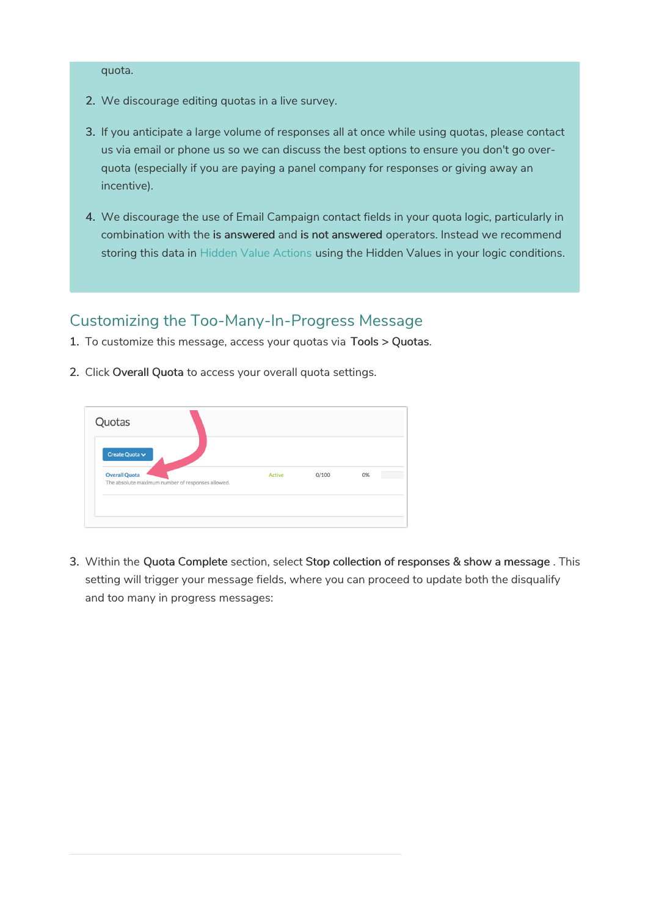quota.

2. We discourage editing quotas in a live survey.
3. If you anticipate a large volume of responses all at once while using quotas, please contact us via email or phone us so we can discuss the best options to ensure you don't go over-quota (especially if you are paying a panel company for responses or giving away an incentive).
4. We discourage the use of Email Campaign contact fields in your quota logic, particularly in combination with the **is answered** and **is not answered** operators. Instead we recommend storing this data in Hidden Value Actions using the Hidden Values in your logic conditions.

## Customizing the Too-Many-In-Progress Message

1. To customize this message, access your quotas via **Tools** > **Quotas**.
2. Click **Overall Quota** to access your overall quota settings.
3. Within the **Quota Complete** section, select **Stop collection of responses & show a message** . This setting will trigger your message fields, where you can proceed to update both the disqualify and too many in progress messages: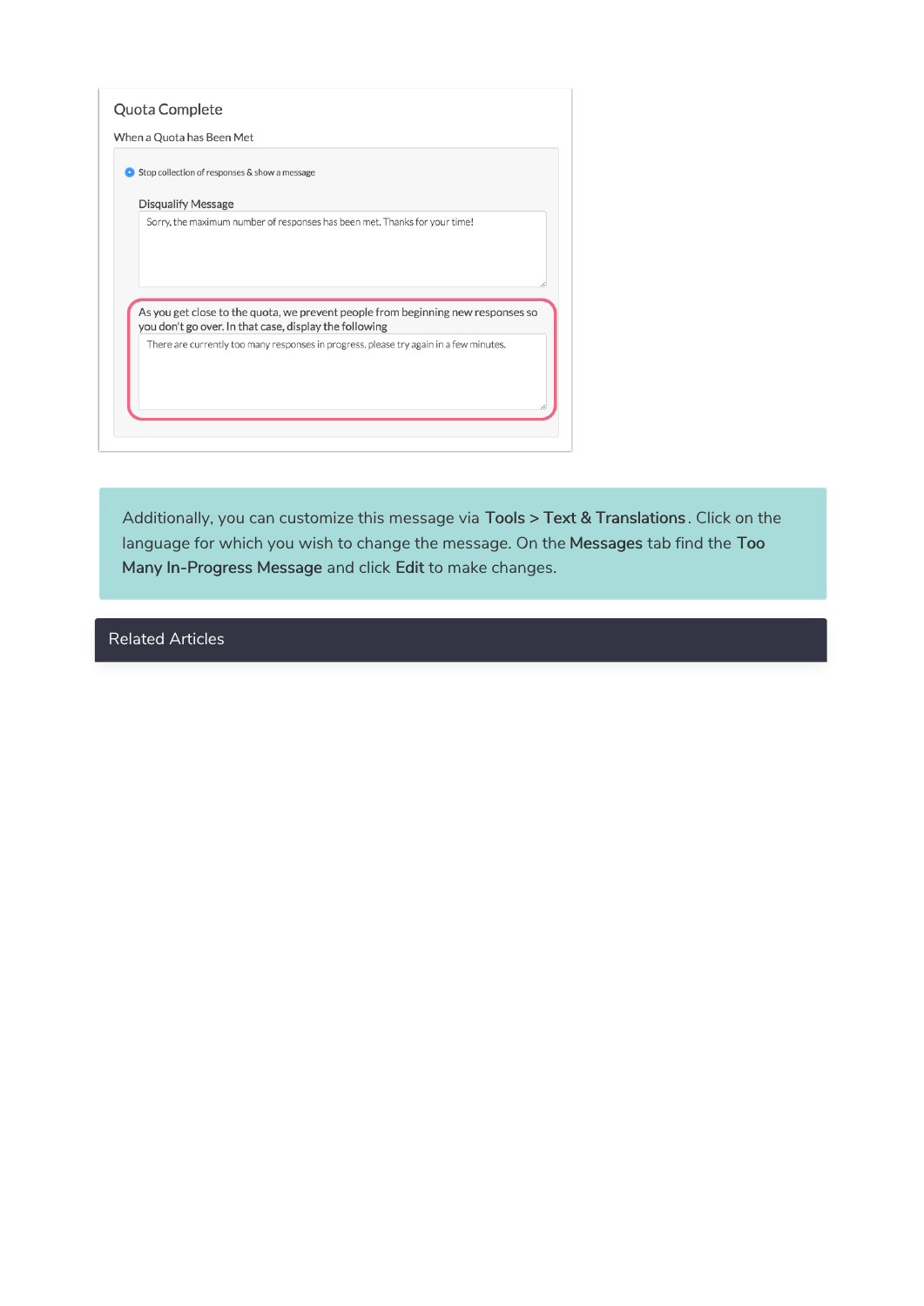Quota Complete

When a Quota has Been Met

Stop collection of responses & show a message

Disqualify Message

Sorry, the maximum number of responses has been met. Thanks for your time!

As you get close to the quota, we prevent people from beginning new responses so you don't go over. In that case, display the following

There are currently too many responses in progress, please try again in a few minutes.

Additionally, you can customize this message via **Tools > Text & Translations**. Click on the language for which you wish to change the message. On the **Messages** tab find the **Too Many In-Progress Message** and click **Edit** to make changes.

## Related Articles